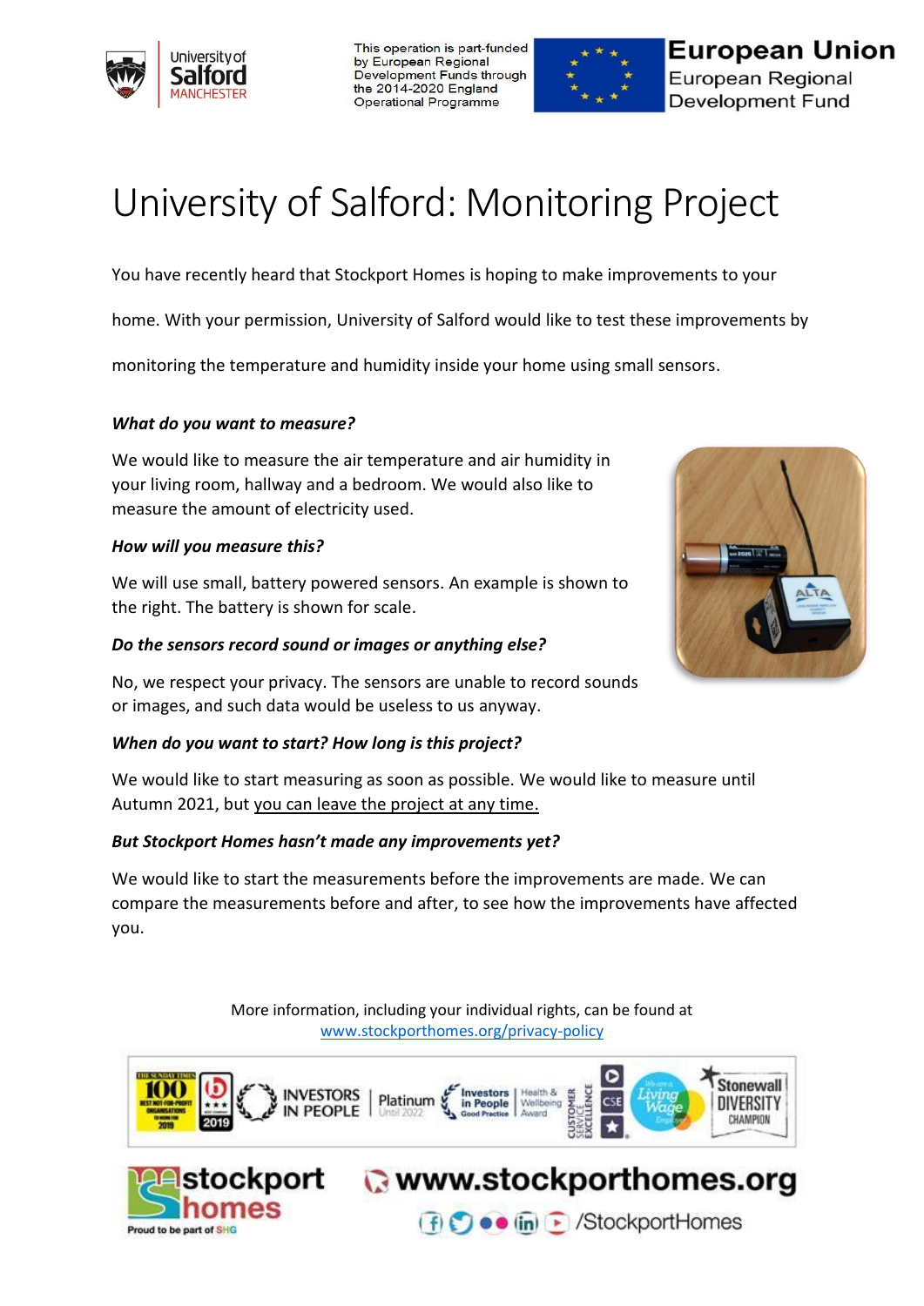This operation is part-funded by European Regional Development Funds through the 2014-2020 England Operational Programme

**European Union**
European Regional Development Fund

# University of Salford: Monitoring Project

You have recently heard that Stockport Homes is hoping to make improvements to your home. With your permission, University of Salford would like to test these improvements by monitoring the temperature and humidity inside your home using small sensors.

***What do you want to measure?***

We would like to measure the air temperature and air humidity in your living room, hallway and a bedroom. We would also like to measure the amount of electricity used.

***How will you measure this?***

We will use small, battery powered sensors. An example is shown to the right. The battery is shown for scale.

***Do the sensors record sound or images or anything else?***

No, we respect your privacy. The sensors are unable to record sounds or images, and such data would be useless to us anyway.

***When do you want to start? How long is this project?***

We would like to start measuring as soon as possible. We would like to measure until Autumn 2021, but <u>you can leave the project at any time.</u>

***But Stockport Homes hasn't made any improvements yet?***

We would like to start the measurements before the improvements are made. We can compare the measurements before and after, to see how the improvements have affected you.

More information, including your individual rights, can be found at
[www.stockporthomes.org/privacy-policy](http://www.stockporthomes.org/privacy-policy)

www.stockporthomes.org
/StockportHomes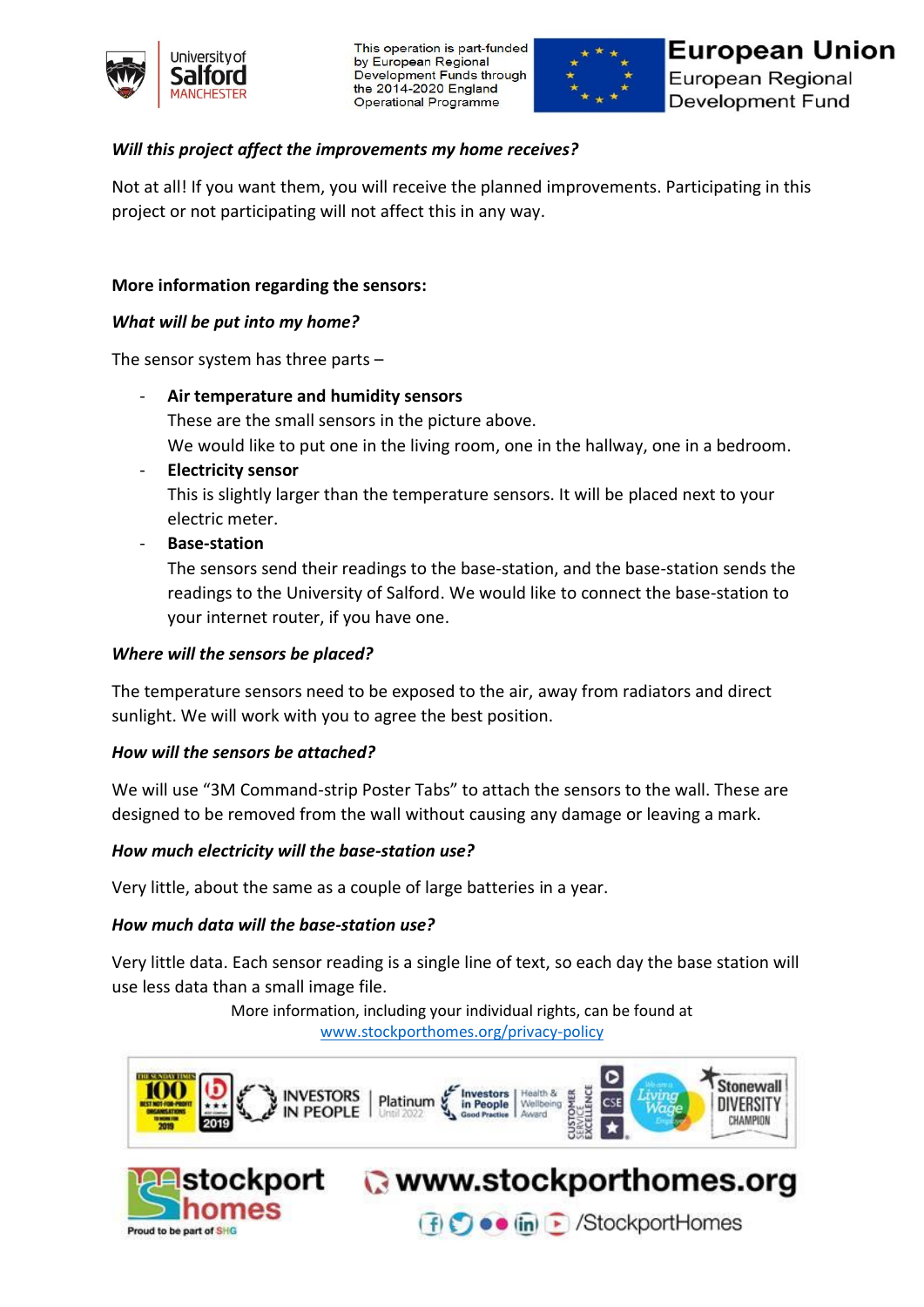*Will this project affect the improvements my home receives?*

Not at all! If you want them, you will receive the planned improvements. Participating in this project or not participating will not affect this in any way.

**More information regarding the sensors:**

*What will be put into my home?*

The sensor system has three parts –

- **Air temperature and humidity sensors**
  These are the small sensors in the picture above.
  We would like to put one in the living room, one in the hallway, one in a bedroom.
- **Electricity sensor**
  This is slightly larger than the temperature sensors. It will be placed next to your electric meter.
- **Base-station**
  The sensors send their readings to the base-station, and the base-station sends the readings to the University of Salford. We would like to connect the base-station to your internet router, if you have one.

*Where will the sensors be placed?*

The temperature sensors need to be exposed to the air, away from radiators and direct sunlight. We will work with you to agree the best position.

*How will the sensors be attached?*

We will use "3M Command-strip Poster Tabs" to attach the sensors to the wall. These are designed to be removed from the wall without causing any damage or leaving a mark.

*How much electricity will the base-station use?*

Very little, about the same as a couple of large batteries in a year.

*How much data will the base-station use?*

Very little data. Each sensor reading is a single line of text, so each day the base station will use less data than a small image file.

More information, including your individual rights, can be found at www.stockporthomes.org/privacy-policy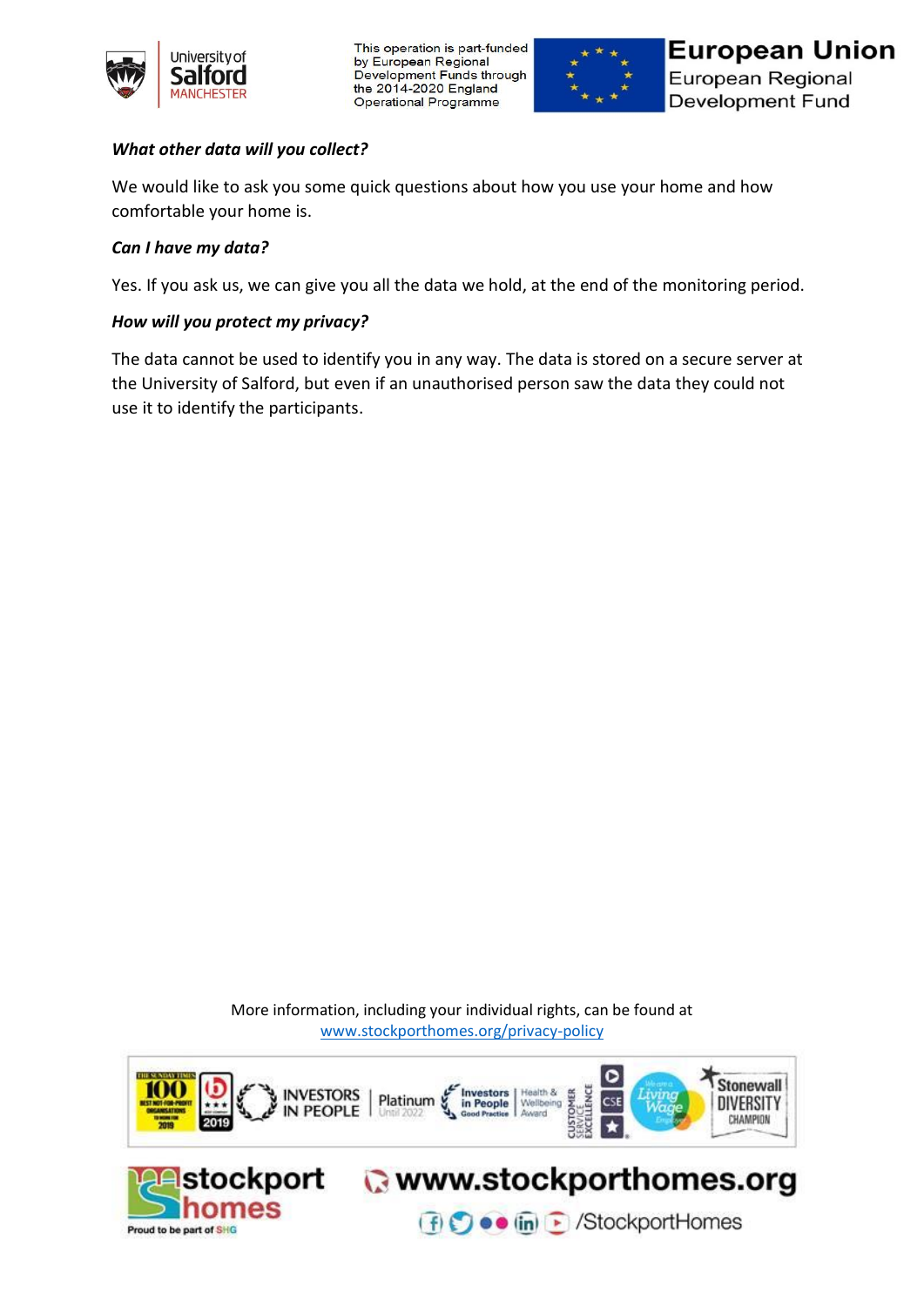***What other data will you collect?***

We would like to ask you some quick questions about how you use your home and how comfortable your home is.

***Can I have my data?***

Yes. If you ask us, we can give you all the data we hold, at the end of the monitoring period.

***How will you protect my privacy?***

The data cannot be used to identify you in any way. The data is stored on a secure server at the University of Salford, but even if an unauthorised person saw the data they could not use it to identify the participants.

More information, including your individual rights, can be found at [www.stockporthomes.org/privacy-policy](http://www.stockporthomes.org/privacy-policy)